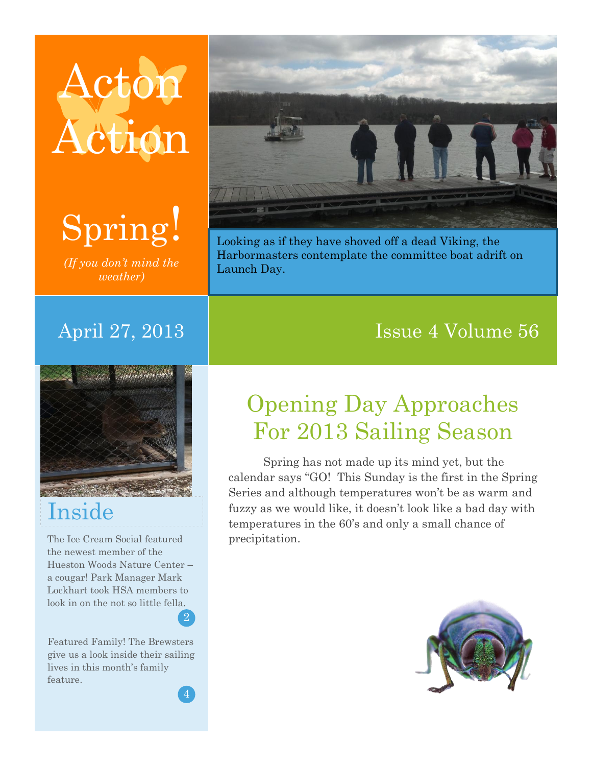# Acton Action

## Spring!

*(If you don't mind the weather)*

Looking as if they have shoved off a dead Viking, the Harbormasters contemplate the committee boat adrift on Launch Day.

April 27, 2013

Issue 4 Volume 56

## Inside

The Ice Cream Social featured the newest member of the Hueston Woods Nature Center – a cougar! Park Manager Mark Lockhart took HSA members to look in on the not so little fella. 2

Featured Family! The Brewsters give us a look inside their sailing lives in this month's family feature. 4

## Opening Day Approaches For 2013 Sailing Season

Spring has not made up its mind yet, but the calendar says "GO! This Sunday is the first in the Spring Series and although temperatures won't be as warm and fuzzy as we would like, it doesn't look like a bad day with temperatures in the 60's and only a small chance of precipitation.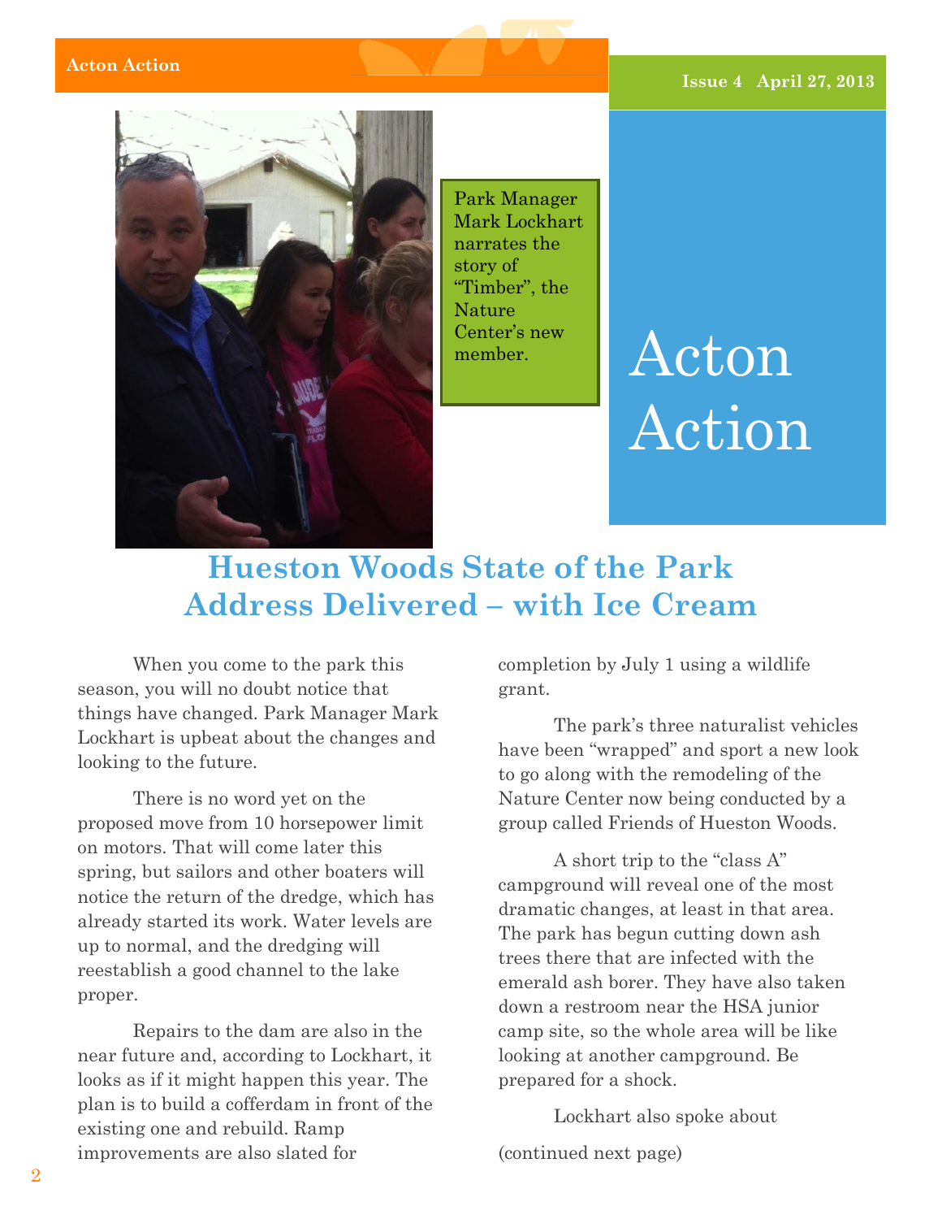Park Manager Mark Lockhart narrates the story of “Timber”, the Nature Center’s new member.

# Acton Action

## Hueston Woods State of the Park Address Delivered – with Ice Cream

When you come to the park this season, you will no doubt notice that things have changed. Park Manager Mark Lockhart is upbeat about the changes and looking to the future.

There is no word yet on the proposed move from 10 horsepower limit on motors. That will come later this spring, but sailors and other boaters will notice the return of the dredge, which has already started its work. Water levels are up to normal, and the dredging will reestablish a good channel to the lake proper.

Repairs to the dam are also in the near future and, according to Lockhart, it looks as if it might happen this year. The plan is to build a cofferdam in front of the existing one and rebuild. Ramp improvements are also slated for completion by July 1 using a wildlife grant.

The park’s three naturalist vehicles have been “wrapped” and sport a new look to go along with the remodeling of the Nature Center now being conducted by a group called Friends of Hueston Woods.

A short trip to the “class A” campground will reveal one of the most dramatic changes, at least in that area. The park has begun cutting down ash trees there that are infected with the emerald ash borer. They have also taken down a restroom near the HSA junior camp site, so the whole area will be like looking at another campground. Be prepared for a shock.

Lockhart also spoke about

(continued next page)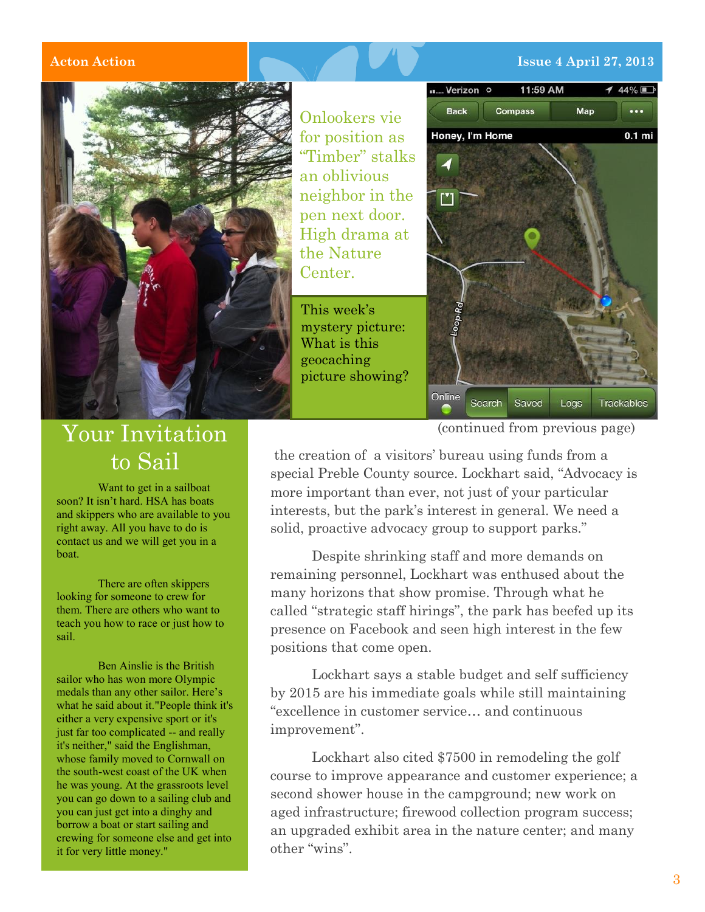Onlookers vie for position as "Timber" stalks an oblivious neighbor in the pen next door. High drama at the Nature Center.

This week's mystery picture: What is this geocaching picture showing?

## Your Invitation to Sail

Want to get in a sailboat soon? It isn't hard. HSA has boats and skippers who are available to you right away. All you have to do is contact us and we will get you in a boat.

There are often skippers looking for someone to crew for them. There are others who want to teach you how to race or just how to sail.

Ben Ainslie is the British sailor who has won more Olympic medals than any other sailor. Here's what he said about it."People think it's either a very expensive sport or it's just far too complicated -- and really it's neither," said the Englishman, whose family moved to Cornwall on the south-west coast of the UK when he was young. At the grassroots level you can go down to a sailing club and you can just get into a dinghy and borrow a boat or start sailing and crewing for someone else and get into it for very little money."

(continued from previous page)

the creation of a visitors' bureau using funds from a special Preble County source. Lockhart said, "Advocacy is more important than ever, not just of your particular interests, but the park's interest in general. We need a solid, proactive advocacy group to support parks."

Despite shrinking staff and more demands on remaining personnel, Lockhart was enthused about the many horizons that show promise. Through what he called "strategic staff hirings", the park has beefed up its presence on Facebook and seen high interest in the few positions that come open.

Lockhart says a stable budget and self sufficiency by 2015 are his immediate goals while still maintaining "excellence in customer service… and continuous improvement".

Lockhart also cited $7500 in remodeling the golf course to improve appearance and customer experience; a second shower house in the campground; new work on aged infrastructure; firewood collection program success; an upgraded exhibit area in the nature center; and many other "wins".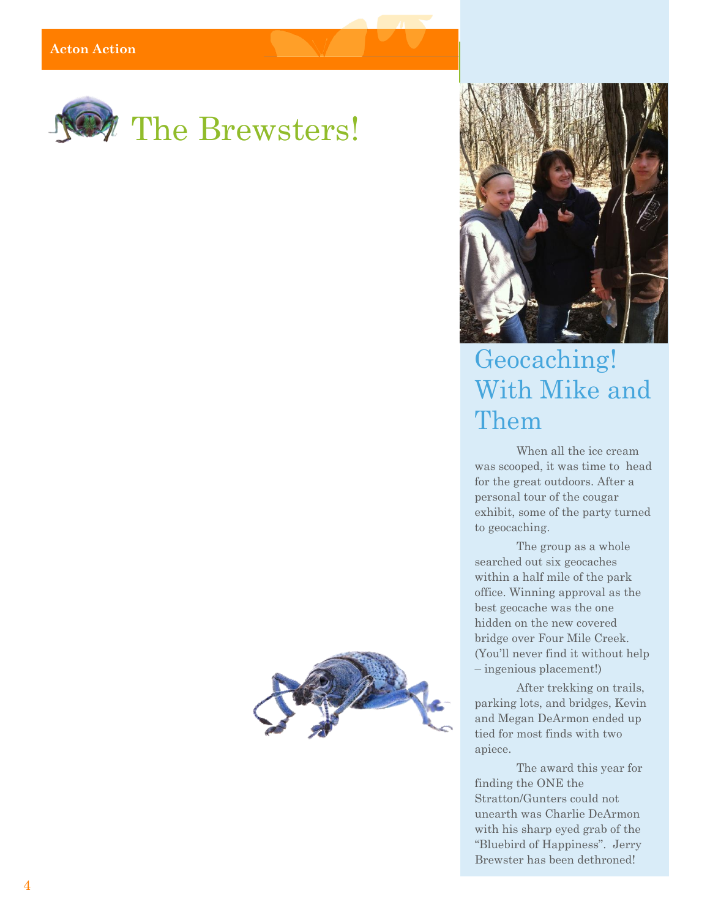# The Brewsters!

## Geocaching! With Mike and Them

When all the ice cream was scooped, it was time to head for the great outdoors. After a personal tour of the cougar exhibit, some of the party turned to geocaching.

The group as a whole searched out six geocaches within a half mile of the park office. Winning approval as the best geocache was the one hidden on the new covered bridge over Four Mile Creek. (You'll never find it without help – ingenious placement!)

After trekking on trails, parking lots, and bridges, Kevin and Megan DeArmon ended up tied for most finds with two apiece.

The award this year for finding the ONE the Stratton/Gunters could not unearth was Charlie DeArmon with his sharp eyed grab of the "Bluebird of Happiness". Jerry Brewster has been dethroned!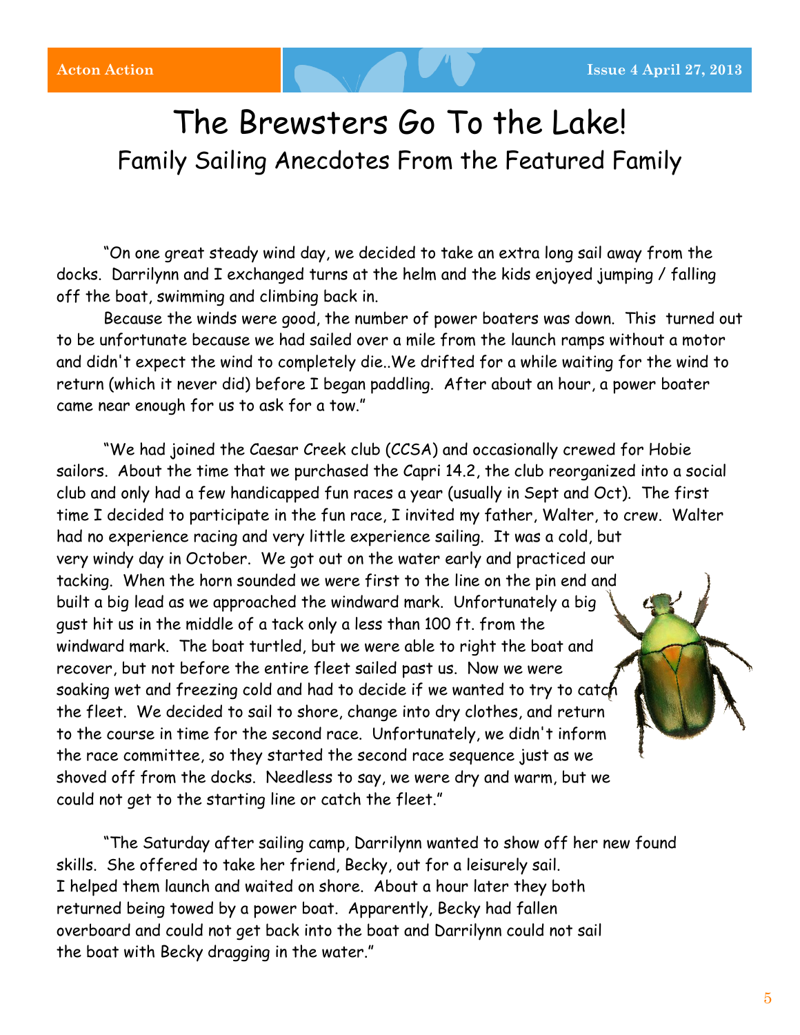# The Brewsters Go To the Lake!

## Family Sailing Anecdotes From the Featured Family

"On one great steady wind day, we decided to take an extra long sail away from the docks. Darrilynn and I exchanged turns at the helm and the kids enjoyed jumping / falling off the boat, swimming and climbing back in.

Because the winds were good, the number of power boaters was down. This turned out to be unfortunate because we had sailed over a mile from the launch ramps without a motor and didn't expect the wind to completely die..We drifted for a while waiting for the wind to return (which it never did) before I began paddling. After about an hour, a power boater came near enough for us to ask for a tow."

"We had joined the Caesar Creek club (CCSA) and occasionally crewed for Hobie sailors. About the time that we purchased the Capri 14.2, the club reorganized into a social club and only had a few handicapped fun races a year (usually in Sept and Oct). The first time I decided to participate in the fun race, I invited my father, Walter, to crew. Walter had no experience racing and very little experience sailing. It was a cold, but very windy day in October. We got out on the water early and practiced our tacking. When the horn sounded we were first to the line on the pin end and built a big lead as we approached the windward mark. Unfortunately a big gust hit us in the middle of a tack only a less than 100 ft. from the windward mark. The boat turtled, but we were able to right the boat and recover, but not before the entire fleet sailed past us. Now we were soaking wet and freezing cold and had to decide if we wanted to try to catch the fleet. We decided to sail to shore, change into dry clothes, and return to the course in time for the second race. Unfortunately, we didn't inform the race committee, so they started the second race sequence just as we shoved off from the docks. Needless to say, we were dry and warm, but we could not get to the starting line or catch the fleet."

"The Saturday after sailing camp, Darrilynn wanted to show off her new found skills. She offered to take her friend, Becky, out for a leisurely sail. I helped them launch and waited on shore. About a hour later they both returned being towed by a power boat. Apparently, Becky had fallen overboard and could not get back into the boat and Darrilynn could not sail the boat with Becky dragging in the water."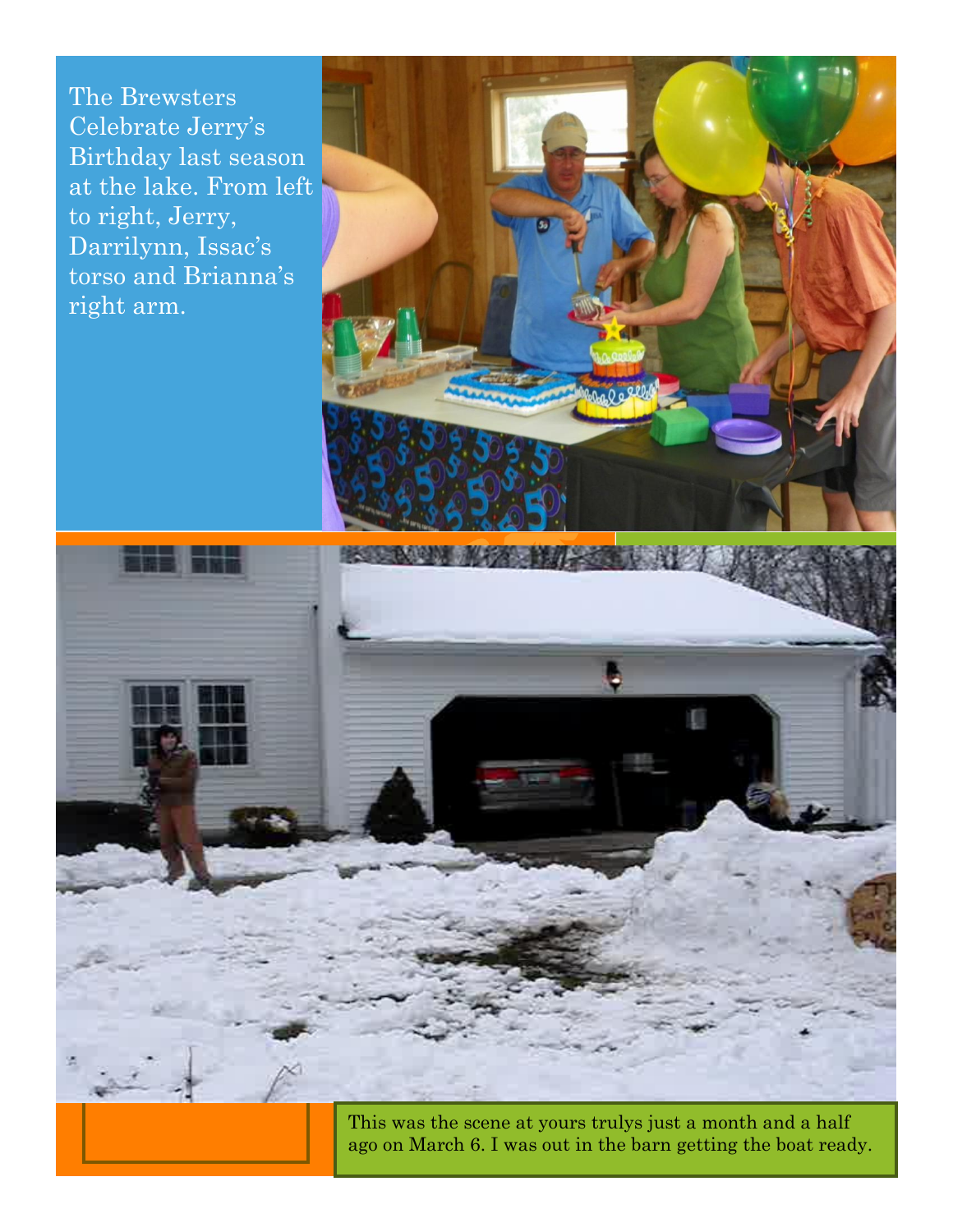The Brewsters Celebrate Jerry's Birthday last season at the lake. From left to right, Jerry, Darrilynn, Issac's torso and Brianna's right arm.

This was the scene at yours trulys just a month and a half ago on March 6. I was out in the barn getting the boat ready.